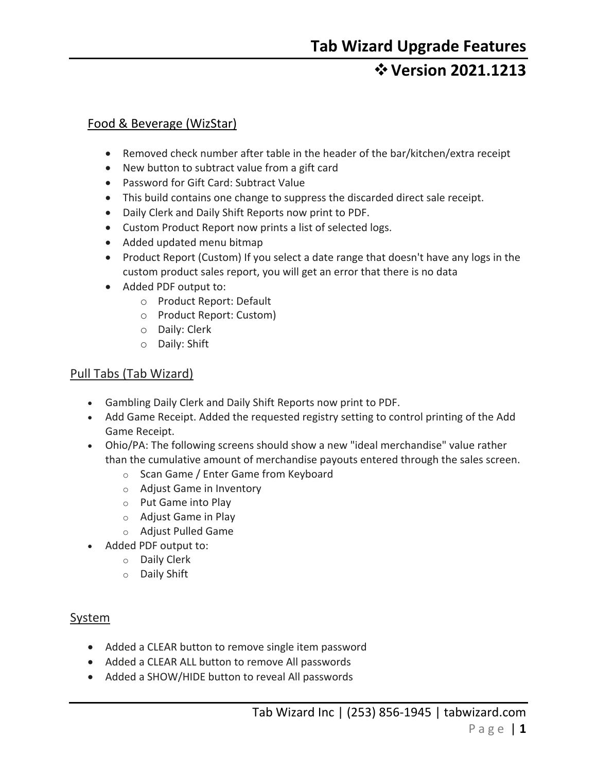# Tab Wizard Upgrade Features

## ❖ Version 2021.1213

### Food & Beverage (WizStar)

- Removed check number after table in the header of the bar/kitchen/extra receipt
- New button to subtract value from a gift card
- Password for Gift Card: Subtract Value
- This build contains one change to suppress the discarded direct sale receipt.
- Daily Clerk and Daily Shift Reports now print to PDF.
- Custom Product Report now prints a list of selected logs.
- Added updated menu bitmap
- Product Report (Custom) If you select a date range that doesn't have any logs in the custom product sales report, you will get an error that there is no data
- Added PDF output to:
  - Product Report: Default
  - Product Report: Custom)
  - Daily: Clerk
  - Daily: Shift

### Pull Tabs (Tab Wizard)

- Gambling Daily Clerk and Daily Shift Reports now print to PDF.
- Add Game Receipt. Added the requested registry setting to control printing of the Add Game Receipt.
- Ohio/PA: The following screens should show a new "ideal merchandise" value rather than the cumulative amount of merchandise payouts entered through the sales screen.
  - Scan Game / Enter Game from Keyboard
  - Adjust Game in Inventory
  - Put Game into Play
  - Adjust Game in Play
  - Adjust Pulled Game
- Added PDF output to:
  - Daily Clerk
  - Daily Shift

### System

- Added a CLEAR button to remove single item password
- Added a CLEAR ALL button to remove All passwords
- Added a SHOW/HIDE button to reveal All passwords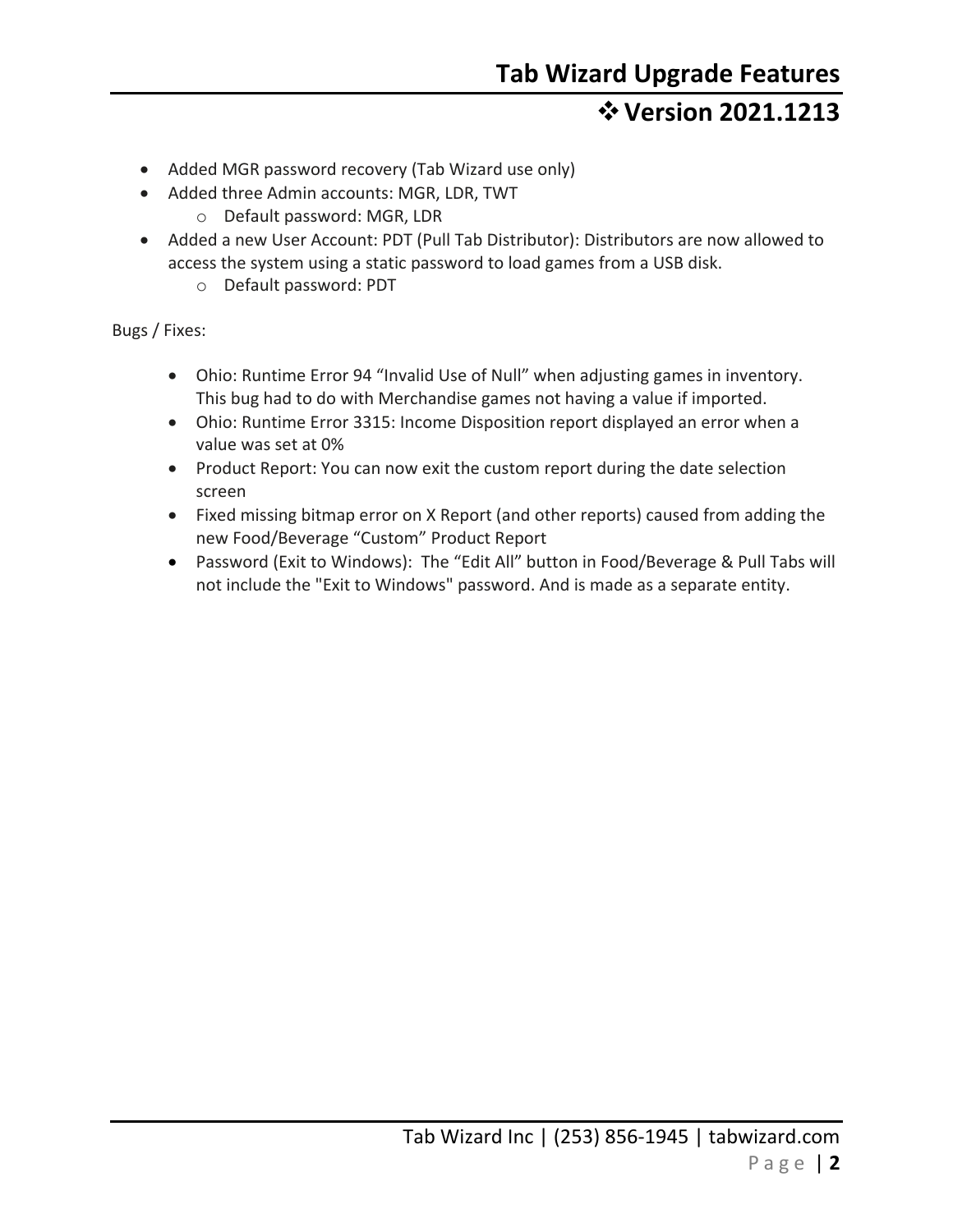- Added MGR password recovery (Tab Wizard use only)
- Added three Admin accounts: MGR, LDR, TWT
  - Default password: MGR, LDR
- Added a new User Account: PDT (Pull Tab Distributor): Distributors are now allowed to access the system using a static password to load games from a USB disk.
  - Default password: PDT

Bugs / Fixes:

- Ohio: Runtime Error 94 “Invalid Use of Null” when adjusting games in inventory. This bug had to do with Merchandise games not having a value if imported.
- Ohio: Runtime Error 3315: Income Disposition report displayed an error when a value was set at 0%
- Product Report: You can now exit the custom report during the date selection screen
- Fixed missing bitmap error on X Report (and other reports) caused from adding the new Food/Beverage “Custom” Product Report
- Password (Exit to Windows): The “Edit All” button in Food/Beverage & Pull Tabs will not include the "Exit to Windows" password. And is made as a separate entity.